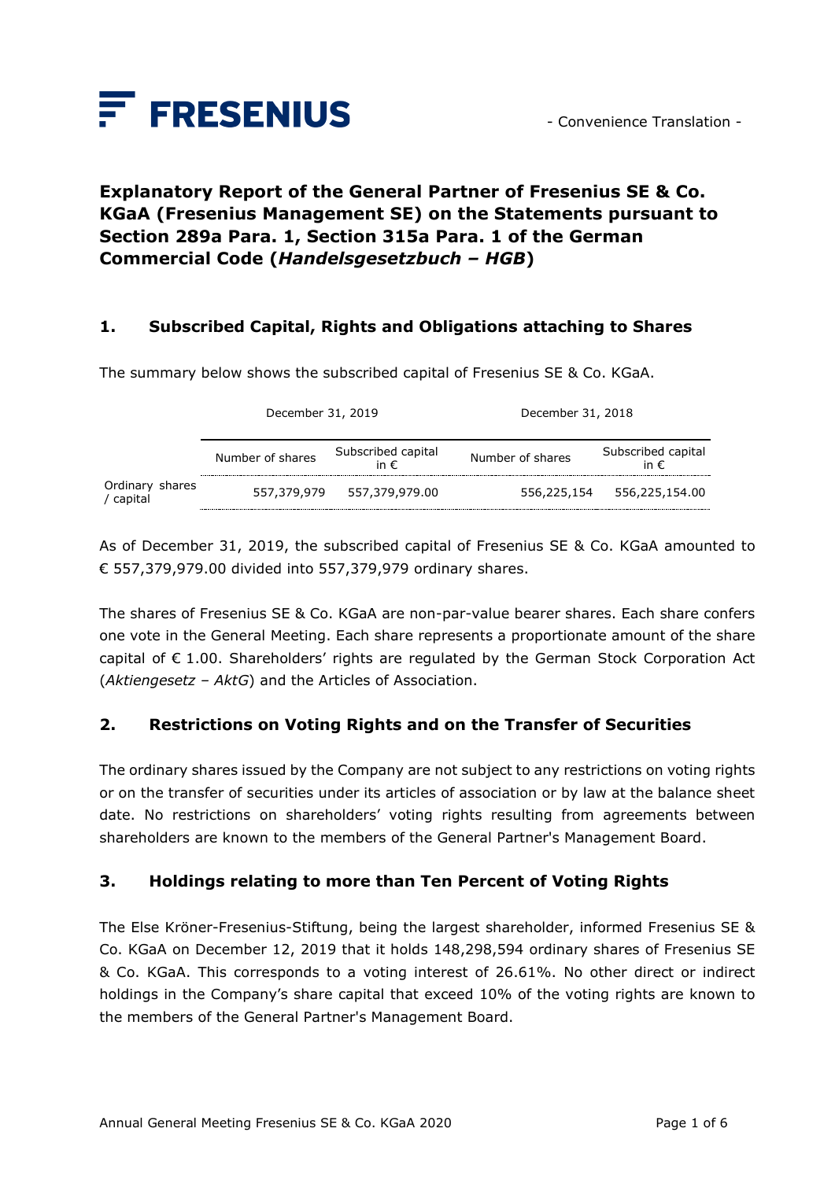FRESENIUS

- Convenience Translation -

# Explanatory Report of the General Partner of Fresenius SE & Co. KGaA (Fresenius Management SE) on the Statements pursuant to Section 289a Para. 1, Section 315a Para. 1 of the German Commercial Code (*Handelsgesetzbuch – HGB*)

## 1. Subscribed Capital, Rights and Obligations attaching to Shares

The summary below shows the subscribed capital of Fresenius SE & Co. KGaA.

| | December 31, 2019 | | December 31, 2018 | |
|---|---|---|---|---|
| | Number of shares | Subscribed capital in € | Number of shares | Subscribed capital in € |
| Ordinary shares / capital | 557,379,979 | 557,379,979.00 | 556,225,154 | 556,225,154.00 |

As of December 31, 2019, the subscribed capital of Fresenius SE & Co. KGaA amounted to € 557,379,979.00 divided into 557,379,979 ordinary shares.

The shares of Fresenius SE & Co. KGaA are non-par-value bearer shares. Each share confers one vote in the General Meeting. Each share represents a proportionate amount of the share capital of € 1.00. Shareholders' rights are regulated by the German Stock Corporation Act (*Aktiengesetz – AktG*) and the Articles of Association.

## 2. Restrictions on Voting Rights and on the Transfer of Securities

The ordinary shares issued by the Company are not subject to any restrictions on voting rights or on the transfer of securities under its articles of association or by law at the balance sheet date. No restrictions on shareholders' voting rights resulting from agreements between shareholders are known to the members of the General Partner's Management Board.

## 3. Holdings relating to more than Ten Percent of Voting Rights

The Else Kröner-Fresenius-Stiftung, being the largest shareholder, informed Fresenius SE & Co. KGaA on December 12, 2019 that it holds 148,298,594 ordinary shares of Fresenius SE & Co. KGaA. This corresponds to a voting interest of 26.61%. No other direct or indirect holdings in the Company's share capital that exceed 10% of the voting rights are known to the members of the General Partner's Management Board.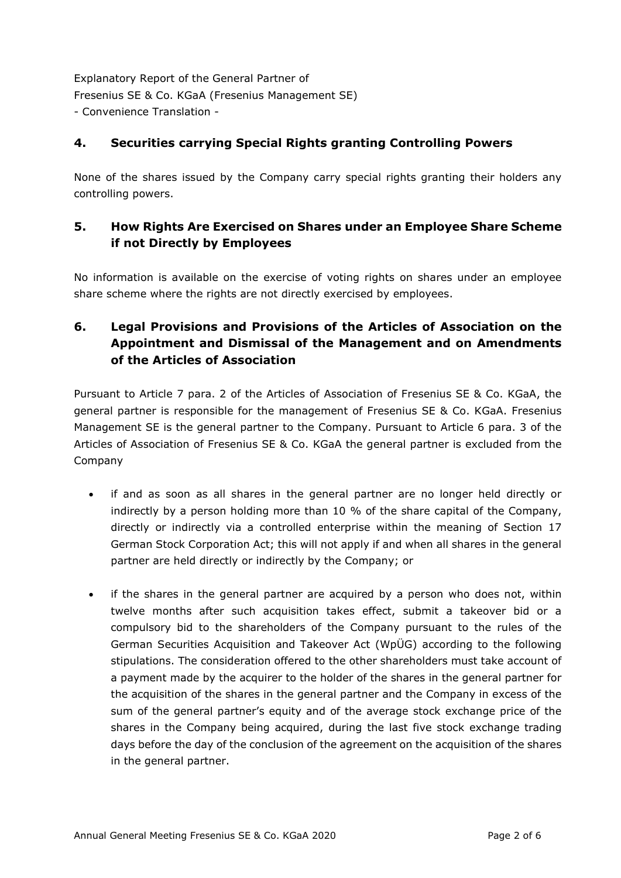Explanatory Report of the General Partner of
Fresenius SE & Co. KGaA (Fresenius Management SE)
- Convenience Translation -

## 4. Securities carrying Special Rights granting Controlling Powers

None of the shares issued by the Company carry special rights granting their holders any controlling powers.

## 5. How Rights Are Exercised on Shares under an Employee Share Scheme if not Directly by Employees

No information is available on the exercise of voting rights on shares under an employee share scheme where the rights are not directly exercised by employees.

## 6. Legal Provisions and Provisions of the Articles of Association on the Appointment and Dismissal of the Management and on Amendments of the Articles of Association

Pursuant to Article 7 para. 2 of the Articles of Association of Fresenius SE & Co. KGaA, the general partner is responsible for the management of Fresenius SE & Co. KGaA. Fresenius Management SE is the general partner to the Company. Pursuant to Article 6 para. 3 of the Articles of Association of Fresenius SE & Co. KGaA the general partner is excluded from the Company

- if and as soon as all shares in the general partner are no longer held directly or indirectly by a person holding more than 10 % of the share capital of the Company, directly or indirectly via a controlled enterprise within the meaning of Section 17 German Stock Corporation Act; this will not apply if and when all shares in the general partner are held directly or indirectly by the Company; or

- if the shares in the general partner are acquired by a person who does not, within twelve months after such acquisition takes effect, submit a takeover bid or a compulsory bid to the shareholders of the Company pursuant to the rules of the German Securities Acquisition and Takeover Act (WpÜG) according to the following stipulations. The consideration offered to the other shareholders must take account of a payment made by the acquirer to the holder of the shares in the general partner for the acquisition of the shares in the general partner and the Company in excess of the sum of the general partner's equity and of the average stock exchange price of the shares in the Company being acquired, during the last five stock exchange trading days before the day of the conclusion of the agreement on the acquisition of the shares in the general partner.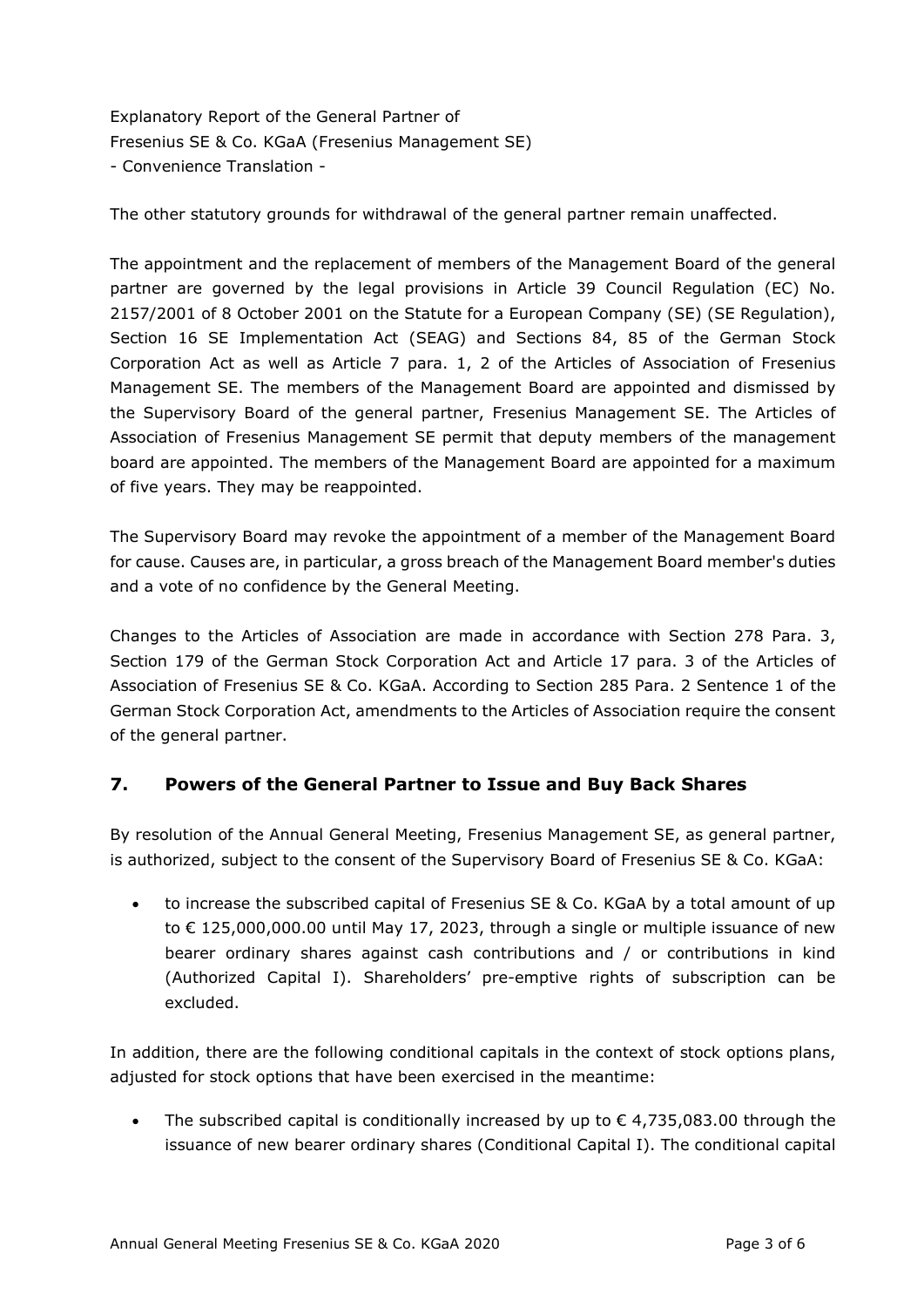The other statutory grounds for withdrawal of the general partner remain unaffected.

The appointment and the replacement of members of the Management Board of the general partner are governed by the legal provisions in Article 39 Council Regulation (EC) No. 2157/2001 of 8 October 2001 on the Statute for a European Company (SE) (SE Regulation), Section 16 SE Implementation Act (SEAG) and Sections 84, 85 of the German Stock Corporation Act as well as Article 7 para. 1, 2 of the Articles of Association of Fresenius Management SE. The members of the Management Board are appointed and dismissed by the Supervisory Board of the general partner, Fresenius Management SE. The Articles of Association of Fresenius Management SE permit that deputy members of the management board are appointed. The members of the Management Board are appointed for a maximum of five years. They may be reappointed.

The Supervisory Board may revoke the appointment of a member of the Management Board for cause. Causes are, in particular, a gross breach of the Management Board member's duties and a vote of no confidence by the General Meeting.

Changes to the Articles of Association are made in accordance with Section 278 Para. 3, Section 179 of the German Stock Corporation Act and Article 17 para. 3 of the Articles of Association of Fresenius SE & Co. KGaA. According to Section 285 Para. 2 Sentence 1 of the German Stock Corporation Act, amendments to the Articles of Association require the consent of the general partner.

## 7. Powers of the General Partner to Issue and Buy Back Shares

By resolution of the Annual General Meeting, Fresenius Management SE, as general partner, is authorized, subject to the consent of the Supervisory Board of Fresenius SE & Co. KGaA:

- to increase the subscribed capital of Fresenius SE & Co. KGaA by a total amount of up to € 125,000,000.00 until May 17, 2023, through a single or multiple issuance of new bearer ordinary shares against cash contributions and / or contributions in kind (Authorized Capital I). Shareholders' pre-emptive rights of subscription can be excluded.

In addition, there are the following conditional capitals in the context of stock options plans, adjusted for stock options that have been exercised in the meantime:

- The subscribed capital is conditionally increased by up to € 4,735,083.00 through the issuance of new bearer ordinary shares (Conditional Capital I). The conditional capital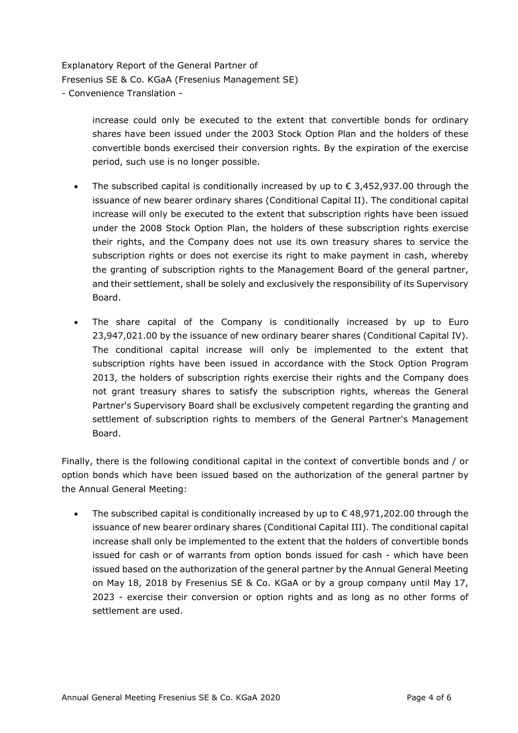increase could only be executed to the extent that convertible bonds for ordinary shares have been issued under the 2003 Stock Option Plan and the holders of these convertible bonds exercised their conversion rights. By the expiration of the exercise period, such use is no longer possible.

- The subscribed capital is conditionally increased by up to € 3,452,937.00 through the issuance of new bearer ordinary shares (Conditional Capital II). The conditional capital increase will only be executed to the extent that subscription rights have been issued under the 2008 Stock Option Plan, the holders of these subscription rights exercise their rights, and the Company does not use its own treasury shares to service the subscription rights or does not exercise its right to make payment in cash, whereby the granting of subscription rights to the Management Board of the general partner, and their settlement, shall be solely and exclusively the responsibility of its Supervisory Board.

- The share capital of the Company is conditionally increased by up to Euro 23,947,021.00 by the issuance of new ordinary bearer shares (Conditional Capital IV). The conditional capital increase will only be implemented to the extent that subscription rights have been issued in accordance with the Stock Option Program 2013, the holders of subscription rights exercise their rights and the Company does not grant treasury shares to satisfy the subscription rights, whereas the General Partner's Supervisory Board shall be exclusively competent regarding the granting and settlement of subscription rights to members of the General Partner's Management Board.

Finally, there is the following conditional capital in the context of convertible bonds and / or option bonds which have been issued based on the authorization of the general partner by the Annual General Meeting:

- The subscribed capital is conditionally increased by up to € 48,971,202.00 through the issuance of new bearer ordinary shares (Conditional Capital III). The conditional capital increase shall only be implemented to the extent that the holders of convertible bonds issued for cash or of warrants from option bonds issued for cash - which have been issued based on the authorization of the general partner by the Annual General Meeting on May 18, 2018 by Fresenius SE & Co. KGaA or by a group company until May 17, 2023 - exercise their conversion or option rights and as long as no other forms of settlement are used.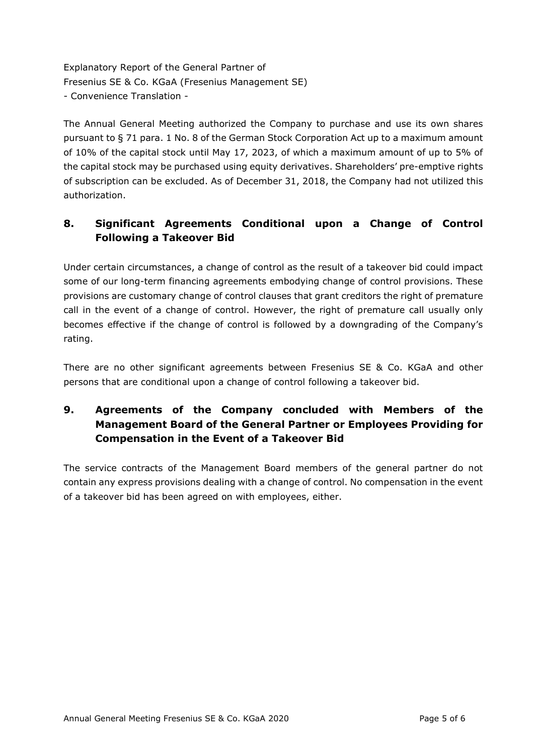Explanatory Report of the General Partner of
Fresenius SE & Co. KGaA (Fresenius Management SE)
- Convenience Translation -

The Annual General Meeting authorized the Company to purchase and use its own shares pursuant to § 71 para. 1 No. 8 of the German Stock Corporation Act up to a maximum amount of 10% of the capital stock until May 17, 2023, of which a maximum amount of up to 5% of the capital stock may be purchased using equity derivatives. Shareholders' pre-emptive rights of subscription can be excluded. As of December 31, 2018, the Company had not utilized this authorization.

## 8. Significant Agreements Conditional upon a Change of Control Following a Takeover Bid

Under certain circumstances, a change of control as the result of a takeover bid could impact some of our long-term financing agreements embodying change of control provisions. These provisions are customary change of control clauses that grant creditors the right of premature call in the event of a change of control. However, the right of premature call usually only becomes effective if the change of control is followed by a downgrading of the Company's rating.

There are no other significant agreements between Fresenius SE & Co. KGaA and other persons that are conditional upon a change of control following a takeover bid.

## 9. Agreements of the Company concluded with Members of the Management Board of the General Partner or Employees Providing for Compensation in the Event of a Takeover Bid

The service contracts of the Management Board members of the general partner do not contain any express provisions dealing with a change of control. No compensation in the event of a takeover bid has been agreed on with employees, either.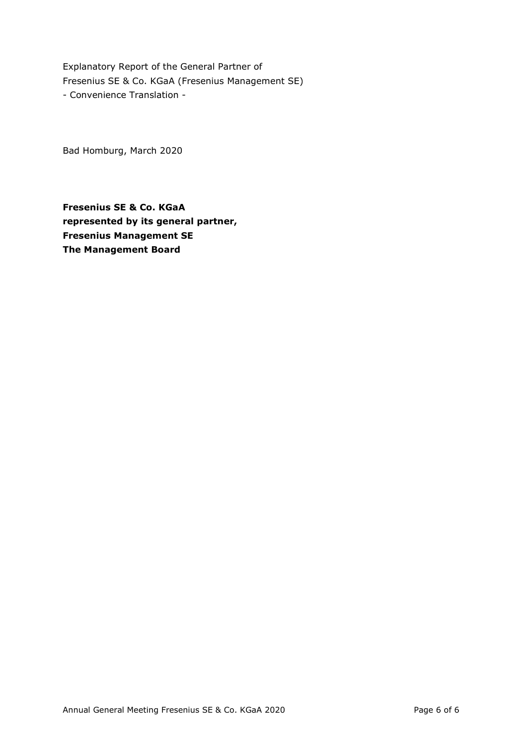Explanatory Report of the General Partner of
Fresenius SE & Co. KGaA (Fresenius Management SE)
- Convenience Translation -

Bad Homburg, March 2020

**Fresenius SE & Co. KGaA**
**represented by its general partner,**
**Fresenius Management SE**
**The Management Board**